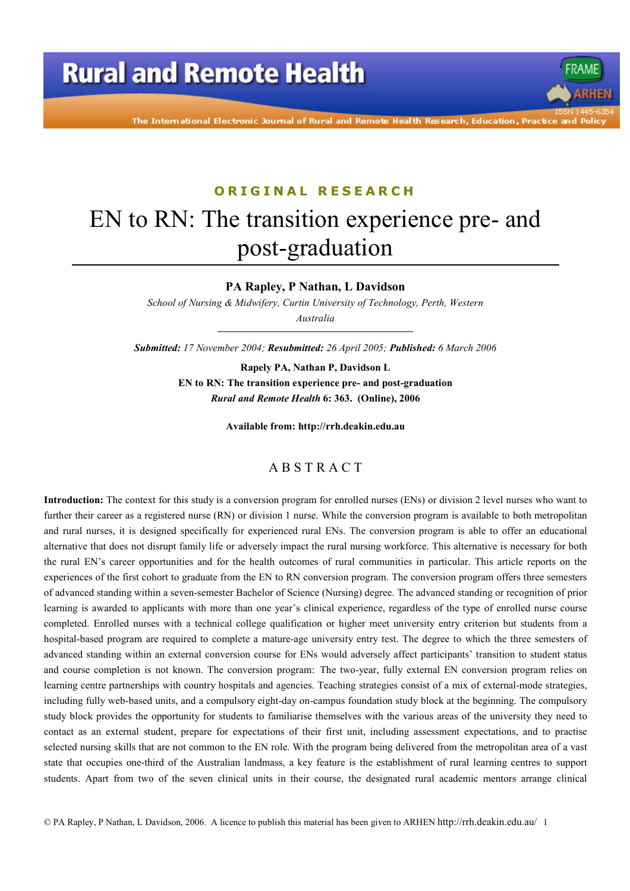ORIGINAL RESEARCH

# EN to RN: The transition experience pre- and post-graduation

**PA Rapley, P Nathan, L Davidson**

*School of Nursing & Midwifery, Curtin University of Technology, Perth, Western Australia*

***Submitted:*** *17 November 2004;* ***Resubmitted:*** *26 April 2005;* ***Published:*** *6 March 2006*

**Rapely PA, Nathan P, Davidson L**
**EN to RN: The transition experience pre- and post-graduation**
***Rural and Remote Health*** **6: 363. (Online), 2006**

**Available from: http://rrh.deakin.edu.au**

## ABSTRACT

**Introduction:** The context for this study is a conversion program for enrolled nurses (ENs) or division 2 level nurses who want to further their career as a registered nurse (RN) or division 1 nurse. While the conversion program is available to both metropolitan and rural nurses, it is designed specifically for experienced rural ENs. The conversion program is able to offer an educational alternative that does not disrupt family life or adversely impact the rural nursing workforce. This alternative is necessary for both the rural EN's career opportunities and for the health outcomes of rural communities in particular. This article reports on the experiences of the first cohort to graduate from the EN to RN conversion program. The conversion program offers three semesters of advanced standing within a seven-semester Bachelor of Science (Nursing) degree. The advanced standing or recognition of prior learning is awarded to applicants with more than one year's clinical experience, regardless of the type of enrolled nurse course completed. Enrolled nurses with a technical college qualification or higher meet university entry criterion but students from a hospital-based program are required to complete a mature-age university entry test. The degree to which the three semesters of advanced standing within an external conversion course for ENs would adversely affect participants' transition to student status and course completion is not known. The conversion program: The two-year, fully external EN conversion program relies on learning centre partnerships with country hospitals and agencies. Teaching strategies consist of a mix of external-mode strategies, including fully web-based units, and a compulsory eight-day on-campus foundation study block at the beginning. The compulsory study block provides the opportunity for students to familiarise themselves with the various areas of the university they need to contact as an external student, prepare for expectations of their first unit, including assessment expectations, and to practise selected nursing skills that are not common to the EN role. With the program being delivered from the metropolitan area of a vast state that occupies one-third of the Australian landmass, a key feature is the establishment of rural learning centres to support students. Apart from two of the seven clinical units in their course, the designated rural academic mentors arrange clinical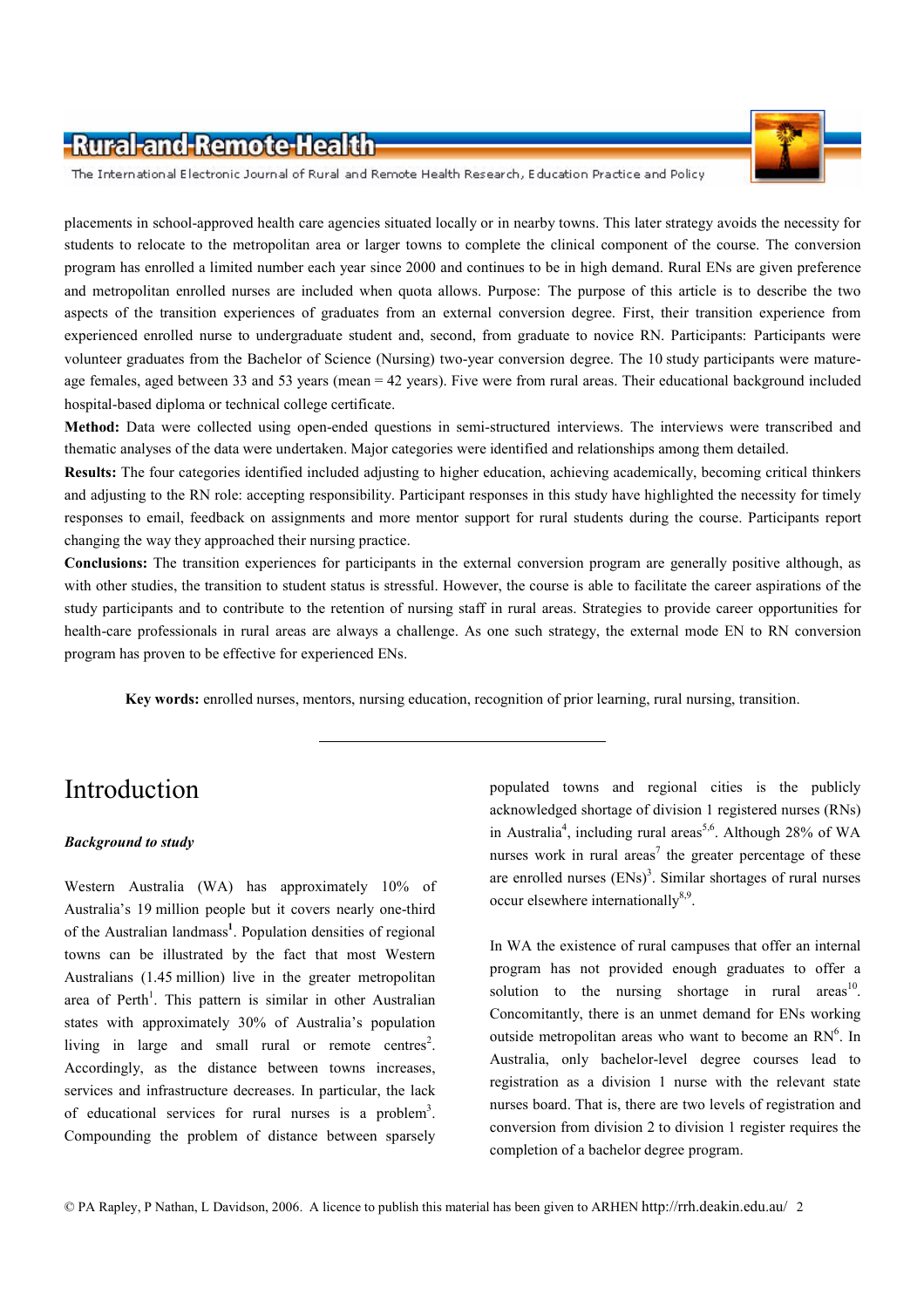placements in school-approved health care agencies situated locally or in nearby towns. This later strategy avoids the necessity for students to relocate to the metropolitan area or larger towns to complete the clinical component of the course. The conversion program has enrolled a limited number each year since 2000 and continues to be in high demand. Rural ENs are given preference and metropolitan enrolled nurses are included when quota allows. Purpose: The purpose of this article is to describe the two aspects of the transition experiences of graduates from an external conversion degree. First, their transition experience from experienced enrolled nurse to undergraduate student and, second, from graduate to novice RN. Participants: Participants were volunteer graduates from the Bachelor of Science (Nursing) two-year conversion degree. The 10 study participants were mature-age females, aged between 33 and 53 years (mean = 42 years). Five were from rural areas. Their educational background included hospital-based diploma or technical college certificate.

**Method:** Data were collected using open-ended questions in semi-structured interviews. The interviews were transcribed and thematic analyses of the data were undertaken. Major categories were identified and relationships among them detailed.

**Results:** The four categories identified included adjusting to higher education, achieving academically, becoming critical thinkers and adjusting to the RN role: accepting responsibility. Participant responses in this study have highlighted the necessity for timely responses to email, feedback on assignments and more mentor support for rural students during the course. Participants report changing the way they approached their nursing practice.

**Conclusions:** The transition experiences for participants in the external conversion program are generally positive although, as with other studies, the transition to student status is stressful. However, the course is able to facilitate the career aspirations of the study participants and to contribute to the retention of nursing staff in rural areas. Strategies to provide career opportunities for health-care professionals in rural areas are always a challenge. As one such strategy, the external mode EN to RN conversion program has proven to be effective for experienced ENs.

**Key words:** enrolled nurses, mentors, nursing education, recognition of prior learning, rural nursing, transition.

---

# Introduction

### *Background to study*

Western Australia (WA) has approximately 10% of Australia's 19 million people but it covers nearly one-third of the Australian landmass[1]. Population densities of regional towns can be illustrated by the fact that most Western Australians (1.45 million) live in the greater metropolitan area of Perth[1]. This pattern is similar in other Australian states with approximately 30% of Australia's population living in large and small rural or remote centres[2]. Accordingly, as the distance between towns increases, services and infrastructure decreases. In particular, the lack of educational services for rural nurses is a problem[3]. Compounding the problem of distance between sparsely populated towns and regional cities is the publicly acknowledged shortage of division 1 registered nurses (RNs) in Australia[4], including rural areas[5,6]. Although 28% of WA nurses work in rural areas[7] the greater percentage of these are enrolled nurses (ENs)[3]. Similar shortages of rural nurses occur elsewhere internationally[8,9].

In WA the existence of rural campuses that offer an internal program has not provided enough graduates to offer a solution to the nursing shortage in rural areas[10]. Concomitantly, there is an unmet demand for ENs working outside metropolitan areas who want to become an RN[6]. In Australia, only bachelor-level degree courses lead to registration as a division 1 nurse with the relevant state nurses board. That is, there are two levels of registration and conversion from division 2 to division 1 register requires the completion of a bachelor degree program.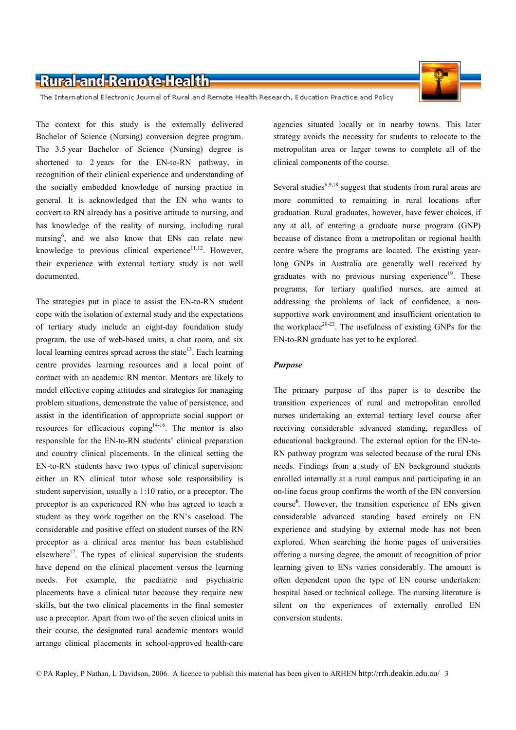The context for this study is the externally delivered Bachelor of Science (Nursing) conversion degree program. The 3.5 year Bachelor of Science (Nursing) degree is shortened to 2 years for the EN-to-RN pathway, in recognition of their clinical experience and understanding of the socially embedded knowledge of nursing practice in general. It is acknowledged that the EN who wants to convert to RN already has a positive attitude to nursing, and has knowledge of the reality of nursing, including rural nursing[6], and we also know that ENs can relate new knowledge to previous clinical experience[11,12]. However, their experience with external tertiary study is not well documented.

The strategies put in place to assist the EN-to-RN student cope with the isolation of external study and the expectations of tertiary study include an eight-day foundation study program, the use of web-based units, a chat room, and six local learning centres spread across the state[13]. Each learning centre provides learning resources and a local point of contact with an academic RN mentor. Mentors are likely to model effective coping attitudes and strategies for managing problem situations, demonstrate the value of persistence, and assist in the identification of appropriate social support or resources for efficacious coping[14-16]. The mentor is also responsible for the EN-to-RN students' clinical preparation and country clinical placements. In the clinical setting the EN-to-RN students have two types of clinical supervision: either an RN clinical tutor whose sole responsibility is student supervision, usually a 1:10 ratio, or a preceptor. The preceptor is an experienced RN who has agreed to teach a student as they work together on the RN's caseload. The considerable and positive effect on student nurses of the RN preceptor as a clinical area mentor has been established elsewhere[17]. The types of clinical supervision the students have depend on the clinical placement versus the learning needs. For example, the paediatric and psychiatric placements have a clinical tutor because they require new skills, but the two clinical placements in the final semester use a preceptor. Apart from two of the seven clinical units in their course, the designated rural academic mentors would arrange clinical placements in school-approved health-care agencies situated locally or in nearby towns. This later strategy avoids the necessity for students to relocate to the metropolitan area or larger towns to complete all of the clinical components of the course.

Several studies[6,9,18] suggest that students from rural areas are more committed to remaining in rural locations after graduation. Rural graduates, however, have fewer choices, if any at all, of entering a graduate nurse program (GNP) because of distance from a metropolitan or regional health centre where the programs are located. The existing year-long GNPs in Australia are generally well received by graduates with no previous nursing experience[19]. These programs, for tertiary qualified nurses, are aimed at addressing the problems of lack of confidence, a non-supportive work environment and insufficient orientation to the workplace[20-22]. The usefulness of existing GNPs for the EN-to-RN graduate has yet to be explored.

### *Purpose*

The primary purpose of this paper is to describe the transition experiences of rural and metropolitan enrolled nurses undertaking an external tertiary level course after receiving considerable advanced standing, regardless of educational background. The external option for the EN-to-RN pathway program was selected because of the rural ENs needs. Findings from a study of EN background students enrolled internally at a rural campus and participating in an on-line focus group confirms the worth of the EN conversion course[6]. However, the transition experience of ENs given considerable advanced standing based entirely on EN experience and studying by external mode has not been explored. When searching the home pages of universities offering a nursing degree, the amount of recognition of prior learning given to ENs varies considerably. The amount is often dependent upon the type of EN course undertaken: hospital based or technical college. The nursing literature is silent on the experiences of externally enrolled EN conversion students.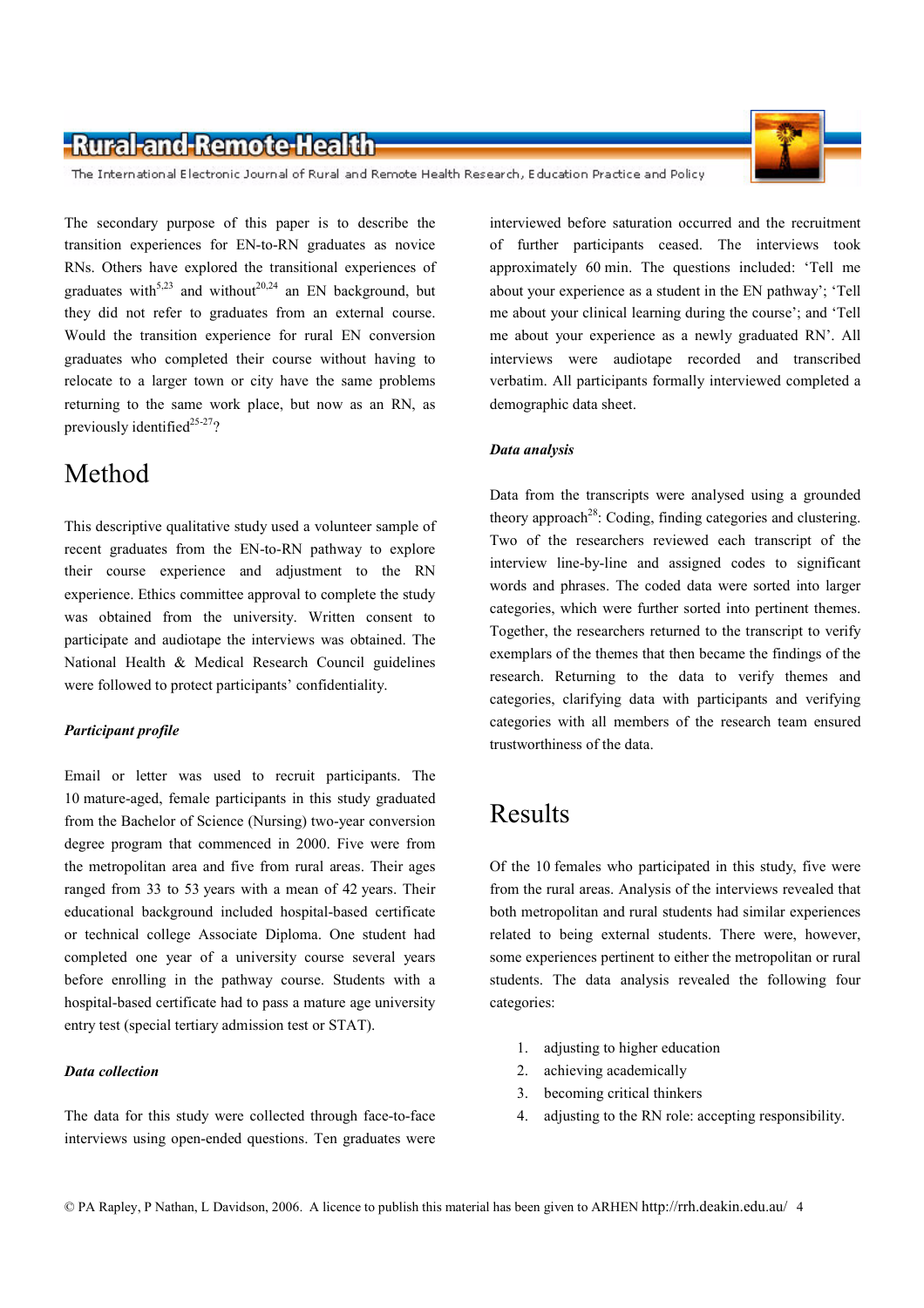The secondary purpose of this paper is to describe the transition experiences for EN-to-RN graduates as novice RNs. Others have explored the transitional experiences of graduates with[5,23] and without[20,24] an EN background, but they did not refer to graduates from an external course. Would the transition experience for rural EN conversion graduates who completed their course without having to relocate to a larger town or city have the same problems returning to the same work place, but now as an RN, as previously identified[25-27]?

# Method

This descriptive qualitative study used a volunteer sample of recent graduates from the EN-to-RN pathway to explore their course experience and adjustment to the RN experience. Ethics committee approval to complete the study was obtained from the university. Written consent to participate and audiotape the interviews was obtained. The National Health & Medical Research Council guidelines were followed to protect participants' confidentiality.

### *Participant profile*

Email or letter was used to recruit participants. The 10 mature-aged, female participants in this study graduated from the Bachelor of Science (Nursing) two-year conversion degree program that commenced in 2000. Five were from the metropolitan area and five from rural areas. Their ages ranged from 33 to 53 years with a mean of 42 years. Their educational background included hospital-based certificate or technical college Associate Diploma. One student had completed one year of a university course several years before enrolling in the pathway course. Students with a hospital-based certificate had to pass a mature age university entry test (special tertiary admission test or STAT).

### *Data collection*

The data for this study were collected through face-to-face interviews using open-ended questions. Ten graduates were interviewed before saturation occurred and the recruitment of further participants ceased. The interviews took approximately 60 min. The questions included: 'Tell me about your experience as a student in the EN pathway'; 'Tell me about your clinical learning during the course'; and 'Tell me about your experience as a newly graduated RN'. All interviews were audiotape recorded and transcribed verbatim. All participants formally interviewed completed a demographic data sheet.

### *Data analysis*

Data from the transcripts were analysed using a grounded theory approach[28]: Coding, finding categories and clustering. Two of the researchers reviewed each transcript of the interview line-by-line and assigned codes to significant words and phrases. The coded data were sorted into larger categories, which were further sorted into pertinent themes. Together, the researchers returned to the transcript to verify exemplars of the themes that then became the findings of the research. Returning to the data to verify themes and categories, clarifying data with participants and verifying categories with all members of the research team ensured trustworthiness of the data.

# Results

Of the 10 females who participated in this study, five were from the rural areas. Analysis of the interviews revealed that both metropolitan and rural students had similar experiences related to being external students. There were, however, some experiences pertinent to either the metropolitan or rural students. The data analysis revealed the following four categories:

1. adjusting to higher education
2. achieving academically
3. becoming critical thinkers
4. adjusting to the RN role: accepting responsibility.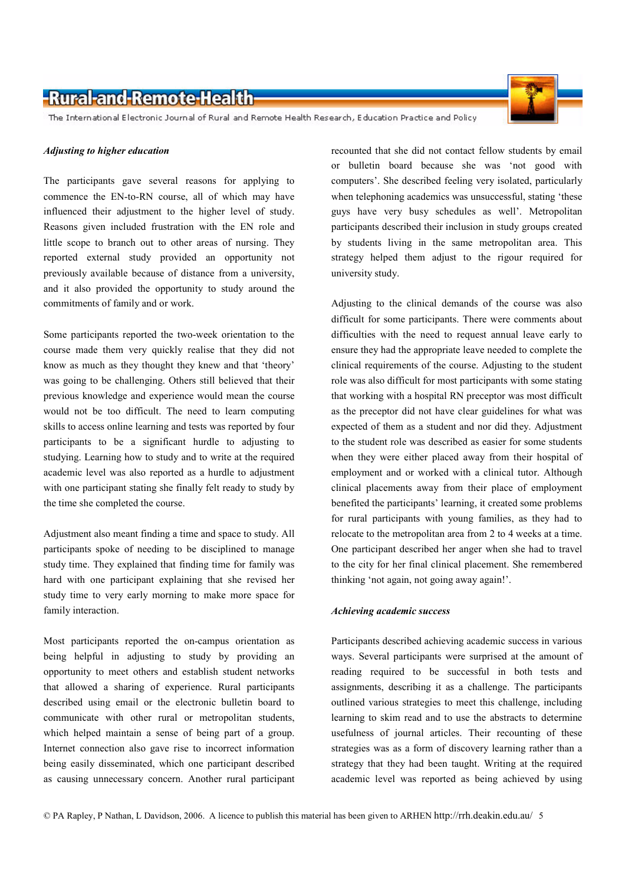*Adjusting to higher education*

The participants gave several reasons for applying to commence the EN-to-RN course, all of which may have influenced their adjustment to the higher level of study. Reasons given included frustration with the EN role and little scope to branch out to other areas of nursing. They reported external study provided an opportunity not previously available because of distance from a university, and it also provided the opportunity to study around the commitments of family and or work.

Some participants reported the two-week orientation to the course made them very quickly realise that they did not know as much as they thought they knew and that 'theory' was going to be challenging. Others still believed that their previous knowledge and experience would mean the course would not be too difficult. The need to learn computing skills to access online learning and tests was reported by four participants to be a significant hurdle to adjusting to studying. Learning how to study and to write at the required academic level was also reported as a hurdle to adjustment with one participant stating she finally felt ready to study by the time she completed the course.

Adjustment also meant finding a time and space to study. All participants spoke of needing to be disciplined to manage study time. They explained that finding time for family was hard with one participant explaining that she revised her study time to very early morning to make more space for family interaction.

Most participants reported the on-campus orientation as being helpful in adjusting to study by providing an opportunity to meet others and establish student networks that allowed a sharing of experience. Rural participants described using email or the electronic bulletin board to communicate with other rural or metropolitan students, which helped maintain a sense of being part of a group. Internet connection also gave rise to incorrect information being easily disseminated, which one participant described as causing unnecessary concern. Another rural participant recounted that she did not contact fellow students by email or bulletin board because she was 'not good with computers'. She described feeling very isolated, particularly when telephoning academics was unsuccessful, stating 'these guys have very busy schedules as well'. Metropolitan participants described their inclusion in study groups created by students living in the same metropolitan area. This strategy helped them adjust to the rigour required for university study.

Adjusting to the clinical demands of the course was also difficult for some participants. There were comments about difficulties with the need to request annual leave early to ensure they had the appropriate leave needed to complete the clinical requirements of the course. Adjusting to the student role was also difficult for most participants with some stating that working with a hospital RN preceptor was most difficult as the preceptor did not have clear guidelines for what was expected of them as a student and nor did they. Adjustment to the student role was described as easier for some students when they were either placed away from their hospital of employment and or worked with a clinical tutor. Although clinical placements away from their place of employment benefited the participants' learning, it created some problems for rural participants with young families, as they had to relocate to the metropolitan area from 2 to 4 weeks at a time. One participant described her anger when she had to travel to the city for her final clinical placement. She remembered thinking 'not again, not going away again!'.

*Achieving academic success*

Participants described achieving academic success in various ways. Several participants were surprised at the amount of reading required to be successful in both tests and assignments, describing it as a challenge. The participants outlined various strategies to meet this challenge, including learning to skim read and to use the abstracts to determine usefulness of journal articles. Their recounting of these strategies was as a form of discovery learning rather than a strategy that they had been taught. Writing at the required academic level was reported as being achieved by using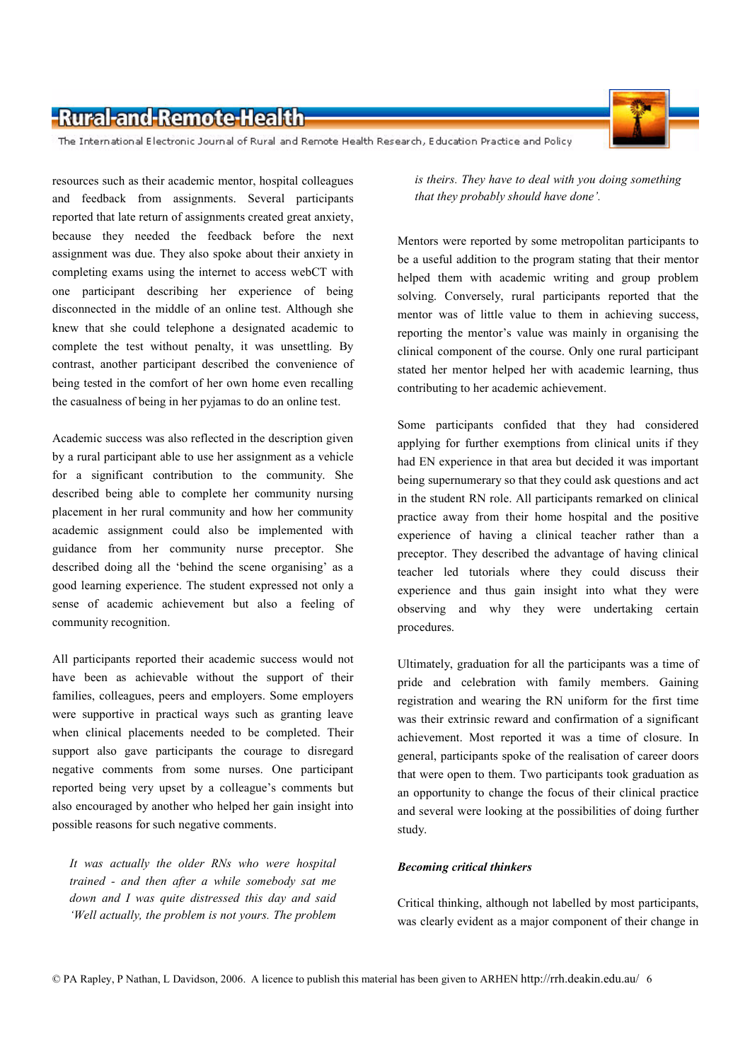resources such as their academic mentor, hospital colleagues and feedback from assignments. Several participants reported that late return of assignments created great anxiety, because they needed the feedback before the next assignment was due. They also spoke about their anxiety in completing exams using the internet to access webCT with one participant describing her experience of being disconnected in the middle of an online test. Although she knew that she could telephone a designated academic to complete the test without penalty, it was unsettling. By contrast, another participant described the convenience of being tested in the comfort of her own home even recalling the casualness of being in her pyjamas to do an online test.

Academic success was also reflected in the description given by a rural participant able to use her assignment as a vehicle for a significant contribution to the community. She described being able to complete her community nursing placement in her rural community and how her community academic assignment could also be implemented with guidance from her community nurse preceptor. She described doing all the 'behind the scene organising' as a good learning experience. The student expressed not only a sense of academic achievement but also a feeling of community recognition.

All participants reported their academic success would not have been as achievable without the support of their families, colleagues, peers and employers. Some employers were supportive in practical ways such as granting leave when clinical placements needed to be completed. Their support also gave participants the courage to disregard negative comments from some nurses. One participant reported being very upset by a colleague's comments but also encouraged by another who helped her gain insight into possible reasons for such negative comments.

> *It was actually the older RNs who were hospital trained - and then after a while somebody sat me down and I was quite distressed this day and said 'Well actually, the problem is not yours. The problem is theirs. They have to deal with you doing something that they probably should have done'.*

Mentors were reported by some metropolitan participants to be a useful addition to the program stating that their mentor helped them with academic writing and group problem solving. Conversely, rural participants reported that the mentor was of little value to them in achieving success, reporting the mentor's value was mainly in organising the clinical component of the course. Only one rural participant stated her mentor helped her with academic learning, thus contributing to her academic achievement.

Some participants confided that they had considered applying for further exemptions from clinical units if they had EN experience in that area but decided it was important being supernumerary so that they could ask questions and act in the student RN role. All participants remarked on clinical practice away from their home hospital and the positive experience of having a clinical teacher rather than a preceptor. They described the advantage of having clinical teacher led tutorials where they could discuss their experience and thus gain insight into what they were observing and why they were undertaking certain procedures.

Ultimately, graduation for all the participants was a time of pride and celebration with family members. Gaining registration and wearing the RN uniform for the first time was their extrinsic reward and confirmation of a significant achievement. Most reported it was a time of closure. In general, participants spoke of the realisation of career doors that were open to them. Two participants took graduation as an opportunity to change the focus of their clinical practice and several were looking at the possibilities of doing further study.

### *Becoming critical thinkers*

Critical thinking, although not labelled by most participants, was clearly evident as a major component of their change in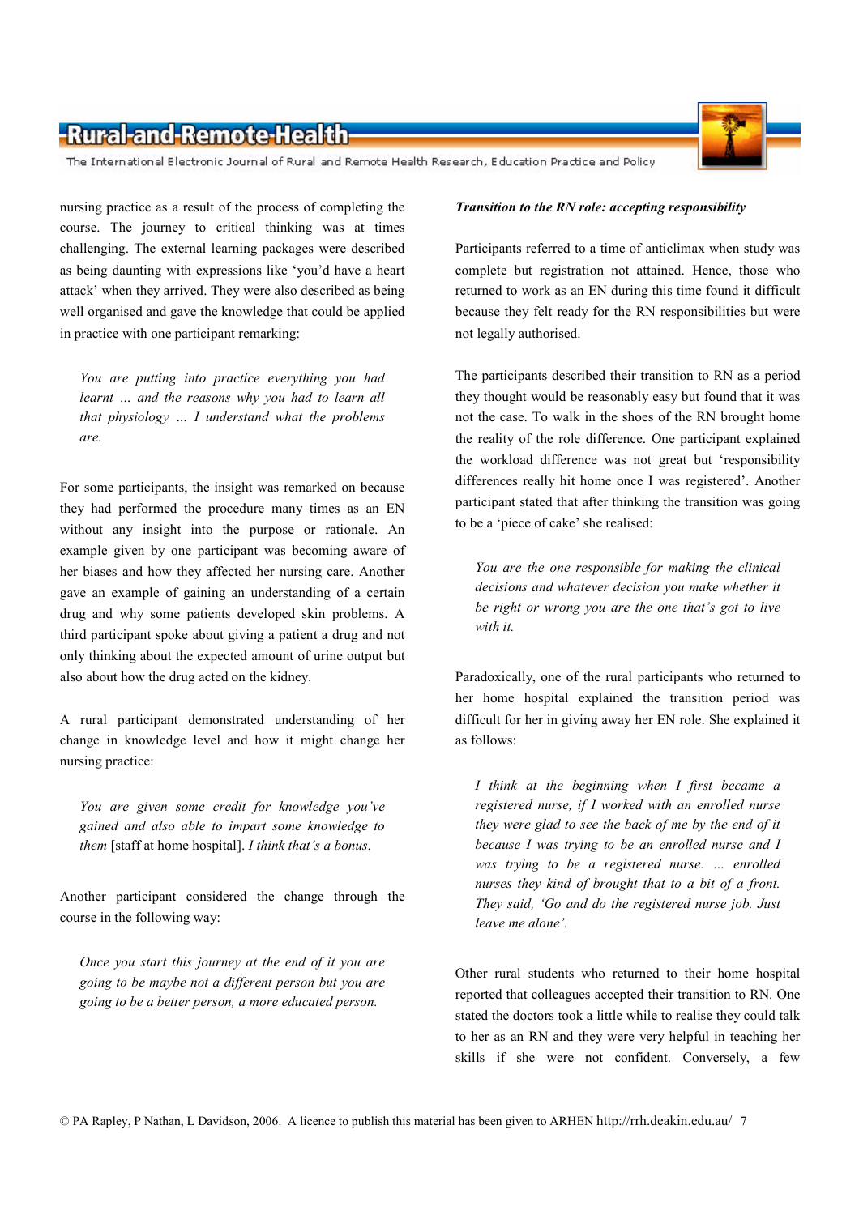nursing practice as a result of the process of completing the course. The journey to critical thinking was at times challenging. The external learning packages were described as being daunting with expressions like 'you'd have a heart attack' when they arrived. They were also described as being well organised and gave the knowledge that could be applied in practice with one participant remarking:

> *You are putting into practice everything you had learnt … and the reasons why you had to learn all that physiology … I understand what the problems are.*

For some participants, the insight was remarked on because they had performed the procedure many times as an EN without any insight into the purpose or rationale. An example given by one participant was becoming aware of her biases and how they affected her nursing care. Another gave an example of gaining an understanding of a certain drug and why some patients developed skin problems. A third participant spoke about giving a patient a drug and not only thinking about the expected amount of urine output but also about how the drug acted on the kidney.

A rural participant demonstrated understanding of her change in knowledge level and how it might change her nursing practice:

> *You are given some credit for knowledge you've gained and also able to impart some knowledge to them* [staff at home hospital]. *I think that's a bonus.*

Another participant considered the change through the course in the following way:

> *Once you start this journey at the end of it you are going to be maybe not a different person but you are going to be a better person, a more educated person.*

***Transition to the RN role: accepting responsibility***

Participants referred to a time of anticlimax when study was complete but registration not attained. Hence, those who returned to work as an EN during this time found it difficult because they felt ready for the RN responsibilities but were not legally authorised.

The participants described their transition to RN as a period they thought would be reasonably easy but found that it was not the case. To walk in the shoes of the RN brought home the reality of the role difference. One participant explained the workload difference was not great but 'responsibility differences really hit home once I was registered'. Another participant stated that after thinking the transition was going to be a 'piece of cake' she realised:

> *You are the one responsible for making the clinical decisions and whatever decision you make whether it be right or wrong you are the one that's got to live with it.*

Paradoxically, one of the rural participants who returned to her home hospital explained the transition period was difficult for her in giving away her EN role. She explained it as follows:

> *I think at the beginning when I first became a registered nurse, if I worked with an enrolled nurse they were glad to see the back of me by the end of it because I was trying to be an enrolled nurse and I was trying to be a registered nurse. … enrolled nurses they kind of brought that to a bit of a front. They said, 'Go and do the registered nurse job. Just leave me alone'.*

Other rural students who returned to their home hospital reported that colleagues accepted their transition to RN. One stated the doctors took a little while to realise they could talk to her as an RN and they were very helpful in teaching her skills if she were not confident. Conversely, a few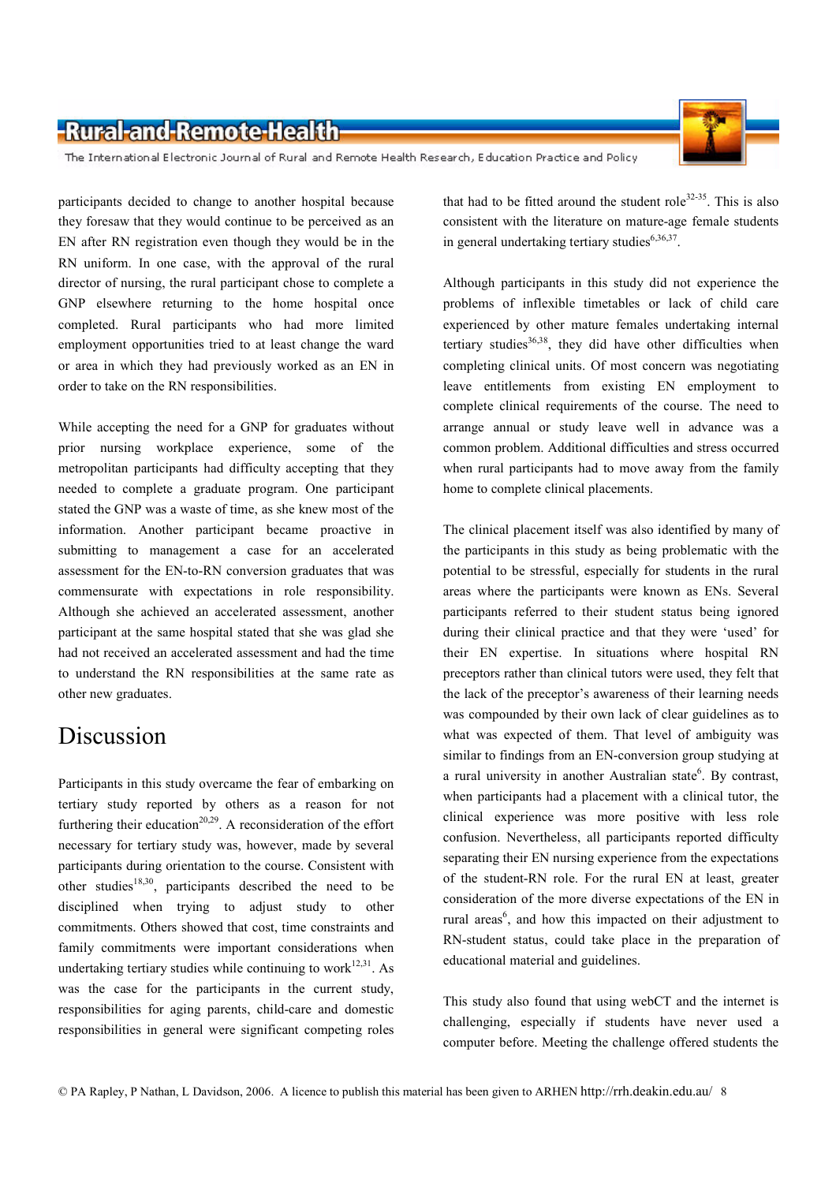participants decided to change to another hospital because they foresaw that they would continue to be perceived as an EN after RN registration even though they would be in the RN uniform. In one case, with the approval of the rural director of nursing, the rural participant chose to complete a GNP elsewhere returning to the home hospital once completed. Rural participants who had more limited employment opportunities tried to at least change the ward or area in which they had previously worked as an EN in order to take on the RN responsibilities.

While accepting the need for a GNP for graduates without prior nursing workplace experience, some of the metropolitan participants had difficulty accepting that they needed to complete a graduate program. One participant stated the GNP was a waste of time, as she knew most of the information. Another participant became proactive in submitting to management a case for an accelerated assessment for the EN-to-RN conversion graduates that was commensurate with expectations in role responsibility. Although she achieved an accelerated assessment, another participant at the same hospital stated that she was glad she had not received an accelerated assessment and had the time to understand the RN responsibilities at the same rate as other new graduates.

# Discussion

Participants in this study overcame the fear of embarking on tertiary study reported by others as a reason for not furthering their education[20,29]. A reconsideration of the effort necessary for tertiary study was, however, made by several participants during orientation to the course. Consistent with other studies[18,30], participants described the need to be disciplined when trying to adjust study to other commitments. Others showed that cost, time constraints and family commitments were important considerations when undertaking tertiary studies while continuing to work[12,31]. As was the case for the participants in the current study, responsibilities for aging parents, child-care and domestic responsibilities in general were significant competing roles that had to be fitted around the student role[32-35]. This is also consistent with the literature on mature-age female students in general undertaking tertiary studies[6,36,37].

Although participants in this study did not experience the problems of inflexible timetables or lack of child care experienced by other mature females undertaking internal tertiary studies[36,38], they did have other difficulties when completing clinical units. Of most concern was negotiating leave entitlements from existing EN employment to complete clinical requirements of the course. The need to arrange annual or study leave well in advance was a common problem. Additional difficulties and stress occurred when rural participants had to move away from the family home to complete clinical placements.

The clinical placement itself was also identified by many of the participants in this study as being problematic with the potential to be stressful, especially for students in the rural areas where the participants were known as ENs. Several participants referred to their student status being ignored during their clinical practice and that they were 'used' for their EN expertise. In situations where hospital RN preceptors rather than clinical tutors were used, they felt that the lack of the preceptor's awareness of their learning needs was compounded by their own lack of clear guidelines as to what was expected of them. That level of ambiguity was similar to findings from an EN-conversion group studying at a rural university in another Australian state[6]. By contrast, when participants had a placement with a clinical tutor, the clinical experience was more positive with less role confusion. Nevertheless, all participants reported difficulty separating their EN nursing experience from the expectations of the student-RN role. For the rural EN at least, greater consideration of the more diverse expectations of the EN in rural areas[6], and how this impacted on their adjustment to RN-student status, could take place in the preparation of educational material and guidelines.

This study also found that using webCT and the internet is challenging, especially if students have never used a computer before. Meeting the challenge offered students the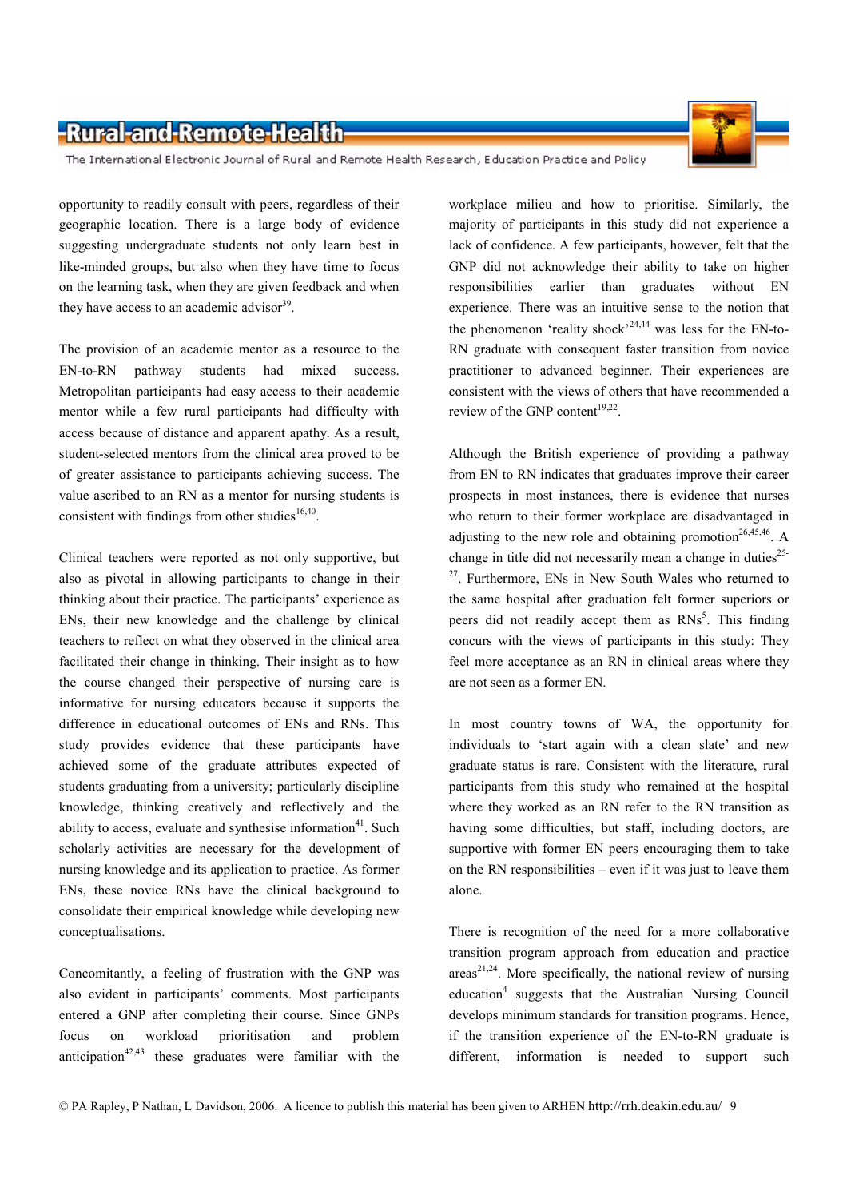opportunity to readily consult with peers, regardless of their geographic location. There is a large body of evidence suggesting undergraduate students not only learn best in like-minded groups, but also when they have time to focus on the learning task, when they are given feedback and when they have access to an academic advisor[39].

The provision of an academic mentor as a resource to the EN-to-RN pathway students had mixed success. Metropolitan participants had easy access to their academic mentor while a few rural participants had difficulty with access because of distance and apparent apathy. As a result, student-selected mentors from the clinical area proved to be of greater assistance to participants achieving success. The value ascribed to an RN as a mentor for nursing students is consistent with findings from other studies[16,40].

Clinical teachers were reported as not only supportive, but also as pivotal in allowing participants to change in their thinking about their practice. The participants' experience as ENs, their new knowledge and the challenge by clinical teachers to reflect on what they observed in the clinical area facilitated their change in thinking. Their insight as to how the course changed their perspective of nursing care is informative for nursing educators because it supports the difference in educational outcomes of ENs and RNs. This study provides evidence that these participants have achieved some of the graduate attributes expected of students graduating from a university; particularly discipline knowledge, thinking creatively and reflectively and the ability to access, evaluate and synthesise information[41]. Such scholarly activities are necessary for the development of nursing knowledge and its application to practice. As former ENs, these novice RNs have the clinical background to consolidate their empirical knowledge while developing new conceptualisations.

Concomitantly, a feeling of frustration with the GNP was also evident in participants' comments. Most participants entered a GNP after completing their course. Since GNPs focus on workload prioritisation and problem anticipation[42,43] these graduates were familiar with the workplace milieu and how to prioritise. Similarly, the majority of participants in this study did not experience a lack of confidence. A few participants, however, felt that the GNP did not acknowledge their ability to take on higher responsibilities earlier than graduates without EN experience. There was an intuitive sense to the notion that the phenomenon 'reality shock'[24,44] was less for the EN-to-RN graduate with consequent faster transition from novice practitioner to advanced beginner. Their experiences are consistent with the views of others that have recommended a review of the GNP content[19,22].

Although the British experience of providing a pathway from EN to RN indicates that graduates improve their career prospects in most instances, there is evidence that nurses who return to their former workplace are disadvantaged in adjusting to the new role and obtaining promotion[26,45,46]. A change in title did not necessarily mean a change in duties[25-27]. Furthermore, ENs in New South Wales who returned to the same hospital after graduation felt former superiors or peers did not readily accept them as RNs[5]. This finding concurs with the views of participants in this study: They feel more acceptance as an RN in clinical areas where they are not seen as a former EN.

In most country towns of WA, the opportunity for individuals to 'start again with a clean slate' and new graduate status is rare. Consistent with the literature, rural participants from this study who remained at the hospital where they worked as an RN refer to the RN transition as having some difficulties, but staff, including doctors, are supportive with former EN peers encouraging them to take on the RN responsibilities – even if it was just to leave them alone.

There is recognition of the need for a more collaborative transition program approach from education and practice areas[21,24]. More specifically, the national review of nursing education[4] suggests that the Australian Nursing Council develops minimum standards for transition programs. Hence, if the transition experience of the EN-to-RN graduate is different, information is needed to support such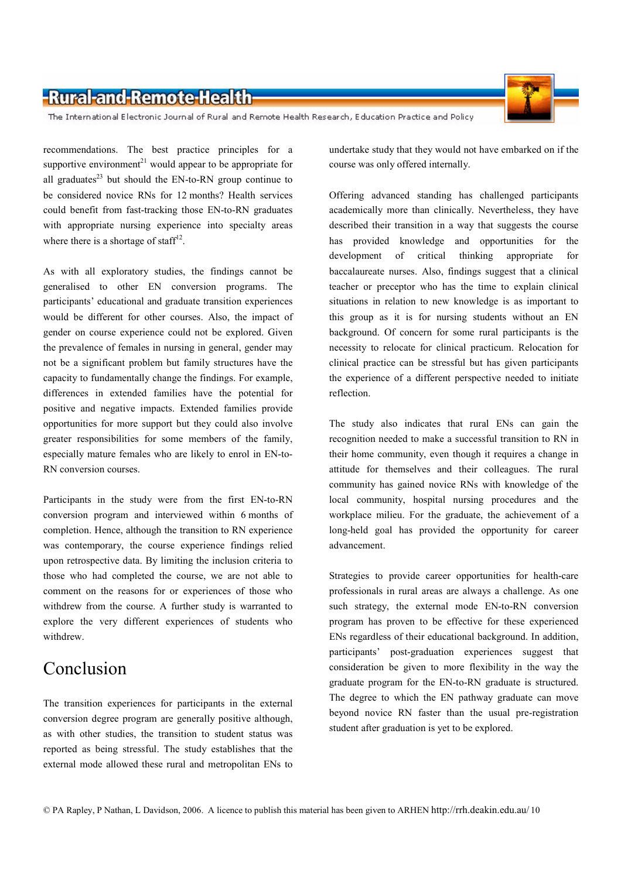recommendations. The best practice principles for a supportive environment[21] would appear to be appropriate for all graduates[23] but should the EN-to-RN group continue to be considered novice RNs for 12 months? Health services could benefit from fast-tracking those EN-to-RN graduates with appropriate nursing experience into specialty areas where there is a shortage of staff[12].

As with all exploratory studies, the findings cannot be generalised to other EN conversion programs. The participants' educational and graduate transition experiences would be different for other courses. Also, the impact of gender on course experience could not be explored. Given the prevalence of females in nursing in general, gender may not be a significant problem but family structures have the capacity to fundamentally change the findings. For example, differences in extended families have the potential for positive and negative impacts. Extended families provide opportunities for more support but they could also involve greater responsibilities for some members of the family, especially mature females who are likely to enrol in EN-to-RN conversion courses.

Participants in the study were from the first EN-to-RN conversion program and interviewed within 6 months of completion. Hence, although the transition to RN experience was contemporary, the course experience findings relied upon retrospective data. By limiting the inclusion criteria to those who had completed the course, we are not able to comment on the reasons for or experiences of those who withdrew from the course. A further study is warranted to explore the very different experiences of students who withdrew.

# Conclusion

The transition experiences for participants in the external conversion degree program are generally positive although, as with other studies, the transition to student status was reported as being stressful. The study establishes that the external mode allowed these rural and metropolitan ENs to undertake study that they would not have embarked on if the course was only offered internally.

Offering advanced standing has challenged participants academically more than clinically. Nevertheless, they have described their transition in a way that suggests the course has provided knowledge and opportunities for the development of critical thinking appropriate for baccalaureate nurses. Also, findings suggest that a clinical teacher or preceptor who has the time to explain clinical situations in relation to new knowledge is as important to this group as it is for nursing students without an EN background. Of concern for some rural participants is the necessity to relocate for clinical practicum. Relocation for clinical practice can be stressful but has given participants the experience of a different perspective needed to initiate reflection.

The study also indicates that rural ENs can gain the recognition needed to make a successful transition to RN in their home community, even though it requires a change in attitude for themselves and their colleagues. The rural community has gained novice RNs with knowledge of the local community, hospital nursing procedures and the workplace milieu. For the graduate, the achievement of a long-held goal has provided the opportunity for career advancement.

Strategies to provide career opportunities for health-care professionals in rural areas are always a challenge. As one such strategy, the external mode EN-to-RN conversion program has proven to be effective for these experienced ENs regardless of their educational background. In addition, participants' post-graduation experiences suggest that consideration be given to more flexibility in the way the graduate program for the EN-to-RN graduate is structured. The degree to which the EN pathway graduate can move beyond novice RN faster than the usual pre-registration student after graduation is yet to be explored.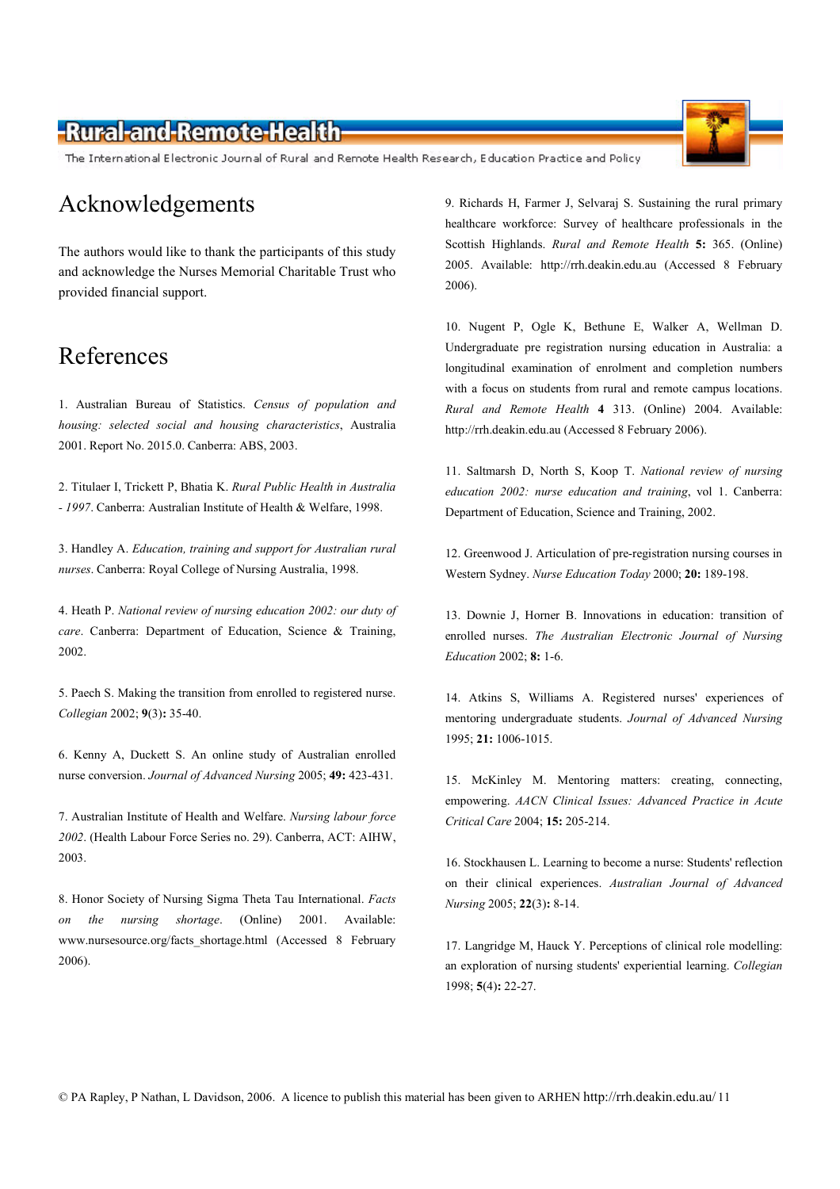## Acknowledgements

The authors would like to thank the participants of this study and acknowledge the Nurses Memorial Charitable Trust who provided financial support.

## References

1. Australian Bureau of Statistics. *Census of population and housing: selected social and housing characteristics*, Australia 2001. Report No. 2015.0. Canberra: ABS, 2003.

2. Titulaer I, Trickett P, Bhatia K. *Rural Public Health in Australia - 1997*. Canberra: Australian Institute of Health & Welfare, 1998.

3. Handley A. *Education, training and support for Australian rural nurses*. Canberra: Royal College of Nursing Australia, 1998.

4. Heath P. *National review of nursing education 2002: our duty of care*. Canberra: Department of Education, Science & Training, 2002.

5. Paech S. Making the transition from enrolled to registered nurse. *Collegian* 2002; **9**(3)**:** 35-40.

6. Kenny A, Duckett S. An online study of Australian enrolled nurse conversion. *Journal of Advanced Nursing* 2005; **49:** 423-431.

7. Australian Institute of Health and Welfare. *Nursing labour force 2002*. (Health Labour Force Series no. 29). Canberra, ACT: AIHW, 2003.

8. Honor Society of Nursing Sigma Theta Tau International. *Facts on the nursing shortage*. (Online) 2001. Available: www.nursesource.org/facts_shortage.html (Accessed 8 February 2006).

9. Richards H, Farmer J, Selvaraj S. Sustaining the rural primary healthcare workforce: Survey of healthcare professionals in the Scottish Highlands. *Rural and Remote Health* **5:** 365. (Online) 2005. Available: http://rrh.deakin.edu.au (Accessed 8 February 2006).

10. Nugent P, Ogle K, Bethune E, Walker A, Wellman D. Undergraduate pre registration nursing education in Australia: a longitudinal examination of enrolment and completion numbers with a focus on students from rural and remote campus locations. *Rural and Remote Health* **4** 313. (Online) 2004. Available: http://rrh.deakin.edu.au (Accessed 8 February 2006).

11. Saltmarsh D, North S, Koop T. *National review of nursing education 2002: nurse education and training*, vol 1. Canberra: Department of Education, Science and Training, 2002.

12. Greenwood J. Articulation of pre-registration nursing courses in Western Sydney. *Nurse Education Today* 2000; **20:** 189-198.

13. Downie J, Horner B. Innovations in education: transition of enrolled nurses. *The Australian Electronic Journal of Nursing Education* 2002; **8:** 1-6.

14. Atkins S, Williams A. Registered nurses' experiences of mentoring undergraduate students. *Journal of Advanced Nursing* 1995; **21:** 1006-1015.

15. McKinley M. Mentoring matters: creating, connecting, empowering. *AACN Clinical Issues: Advanced Practice in Acute Critical Care* 2004; **15:** 205-214.

16. Stockhausen L. Learning to become a nurse: Students' reflection on their clinical experiences. *Australian Journal of Advanced Nursing* 2005; **22**(3)**:** 8-14.

17. Langridge M, Hauck Y. Perceptions of clinical role modelling: an exploration of nursing students' experiential learning. *Collegian* 1998; **5**(4)**:** 22-27.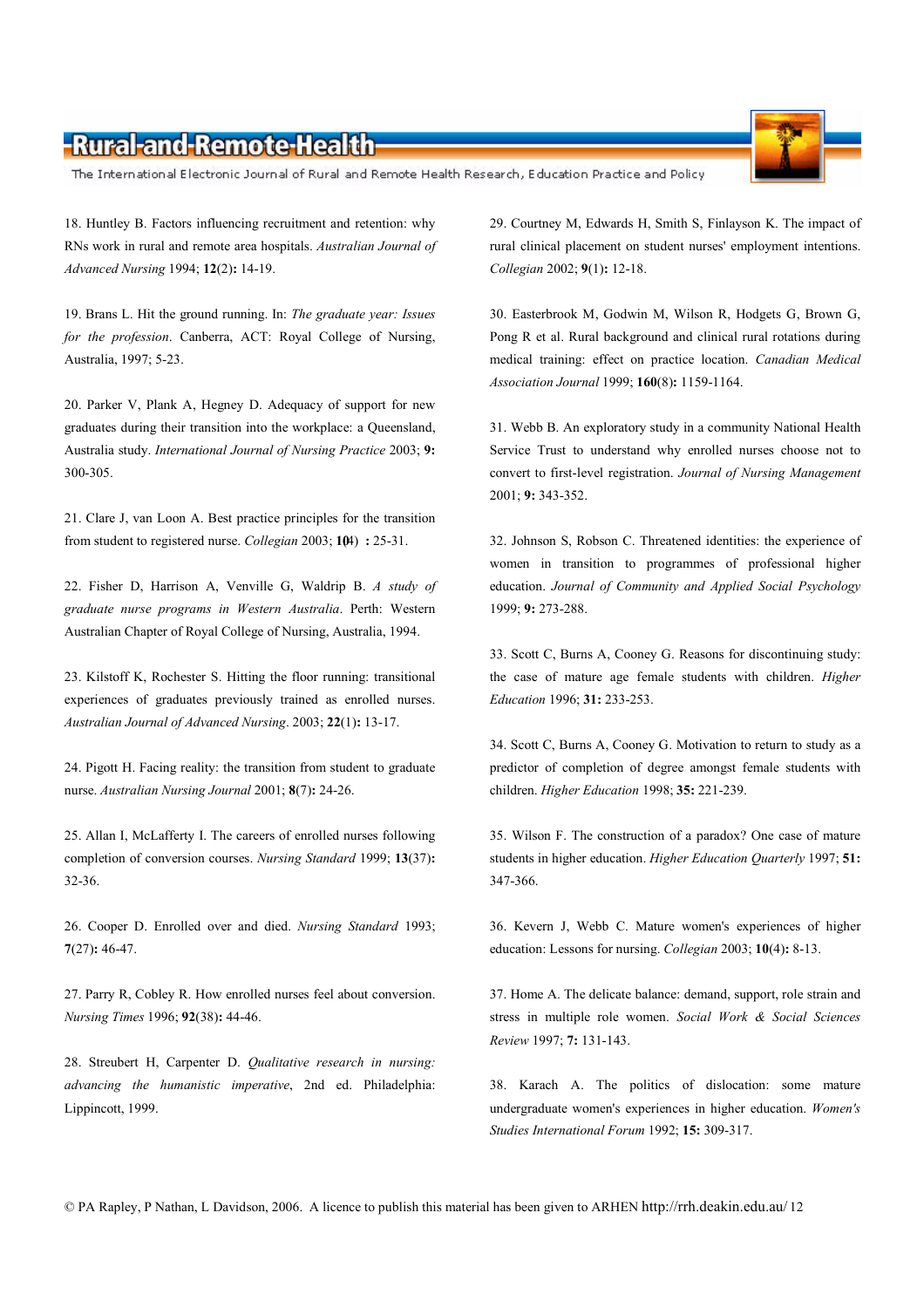18. Huntley B. Factors influencing recruitment and retention: why RNs work in rural and remote area hospitals. *Australian Journal of Advanced Nursing* 1994; **12**(2)**:** 14-19.

19. Brans L. Hit the ground running. In: *The graduate year: Issues for the profession*. Canberra, ACT: Royal College of Nursing, Australia, 1997; 5-23.

20. Parker V, Plank A, Hegney D. Adequacy of support for new graduates during their transition into the workplace: a Queensland, Australia study. *International Journal of Nursing Practice* 2003; **9:** 300-305.

21. Clare J, van Loon A. Best practice principles for the transition from student to registered nurse. *Collegian* 2003; **10**(4) **:** 25-31.

22. Fisher D, Harrison A, Venville G, Waldrip B. *A study of graduate nurse programs in Western Australia*. Perth: Western Australian Chapter of Royal College of Nursing, Australia, 1994.

23. Kilstoff K, Rochester S. Hitting the floor running: transitional experiences of graduates previously trained as enrolled nurses. *Australian Journal of Advanced Nursing*. 2003; **22**(1)**:** 13-17.

24. Pigott H. Facing reality: the transition from student to graduate nurse. *Australian Nursing Journal* 2001; **8**(7)**:** 24-26.

25. Allan I, McLafferty I. The careers of enrolled nurses following completion of conversion courses. *Nursing Standard* 1999; **13**(37)**:** 32-36.

26. Cooper D. Enrolled over and died. *Nursing Standard* 1993; **7**(27)**:** 46-47.

27. Parry R, Cobley R. How enrolled nurses feel about conversion. *Nursing Times* 1996; **92**(38)**:** 44-46.

28. Streubert H, Carpenter D. *Qualitative research in nursing: advancing the humanistic imperative*, 2nd ed. Philadelphia: Lippincott, 1999.

29. Courtney M, Edwards H, Smith S, Finlayson K. The impact of rural clinical placement on student nurses' employment intentions. *Collegian* 2002; **9**(1)**:** 12-18.

30. Easterbrook M, Godwin M, Wilson R, Hodgets G, Brown G, Pong R et al. Rural background and clinical rural rotations during medical training: effect on practice location. *Canadian Medical Association Journal* 1999; **160**(8)**:** 1159-1164.

31. Webb B. An exploratory study in a community National Health Service Trust to understand why enrolled nurses choose not to convert to first-level registration. *Journal of Nursing Management* 2001; **9:** 343-352.

32. Johnson S, Robson C. Threatened identities: the experience of women in transition to programmes of professional higher education. *Journal of Community and Applied Social Psychology* 1999; **9:** 273-288.

33. Scott C, Burns A, Cooney G. Reasons for discontinuing study: the case of mature age female students with children. *Higher Education* 1996; **31:** 233-253.

34. Scott C, Burns A, Cooney G. Motivation to return to study as a predictor of completion of degree amongst female students with children. *Higher Education* 1998; **35:** 221-239.

35. Wilson F. The construction of a paradox? One case of mature students in higher education. *Higher Education Quarterly* 1997; **51:** 347-366.

36. Kevern J, Webb C. Mature women's experiences of higher education: Lessons for nursing. *Collegian* 2003; **10**(4)**:** 8-13.

37. Home A. The delicate balance: demand, support, role strain and stress in multiple role women. *Social Work & Social Sciences Review* 1997; **7:** 131-143.

38. Karach A. The politics of dislocation: some mature undergraduate women's experiences in higher education. *Women's Studies International Forum* 1992; **15:** 309-317.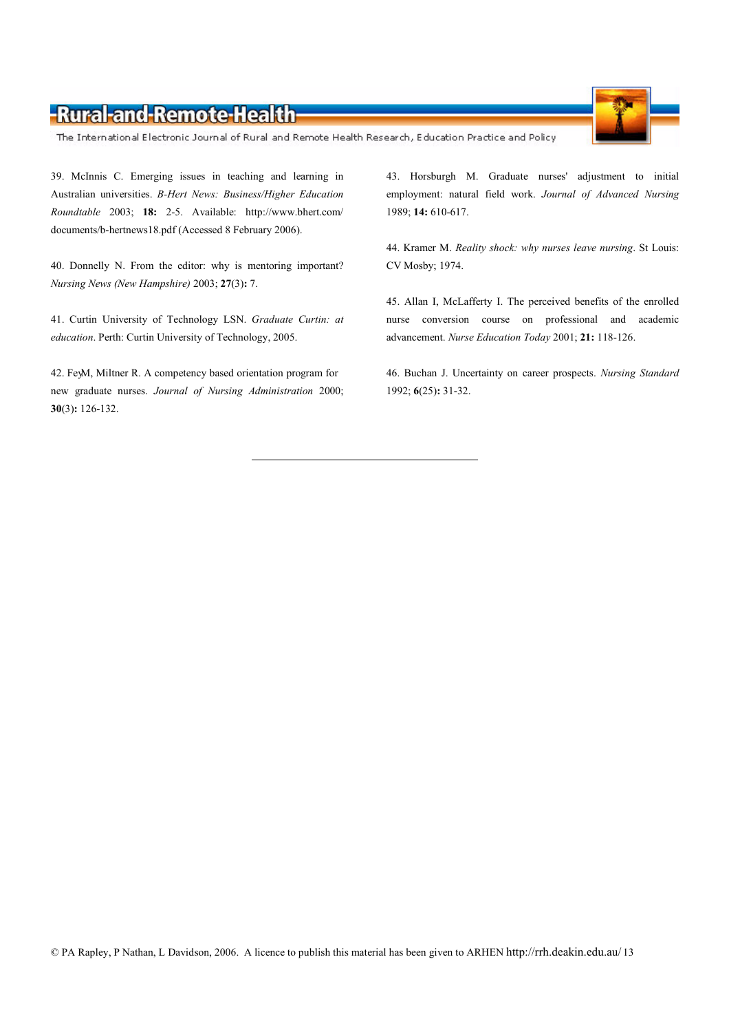39. McInnis C. Emerging issues in teaching and learning in Australian universities. *B-Hert News: Business/Higher Education Roundtable* 2003; **18:** 2-5. Available: http://www.bhert.com/documents/b-hertnews18.pdf (Accessed 8 February 2006).

40. Donnelly N. From the editor: why is mentoring important? *Nursing News (New Hampshire)* 2003; **27**(3)**:** 7.

41. Curtin University of Technology LSN. *Graduate Curtin: at education*. Perth: Curtin University of Technology, 2005.

42. FeyM, Miltner R. A competency based orientation program for new graduate nurses. *Journal of Nursing Administration* 2000; **30**(3)**:** 126-132.

43. Horsburgh M. Graduate nurses' adjustment to initial employment: natural field work. *Journal of Advanced Nursing* 1989; **14:** 610-617.

44. Kramer M. *Reality shock: why nurses leave nursing*. St Louis: CV Mosby; 1974.

45. Allan I, McLafferty I. The perceived benefits of the enrolled nurse conversion course on professional and academic advancement. *Nurse Education Today* 2001; **21:** 118-126.

46. Buchan J. Uncertainty on career prospects. *Nursing Standard* 1992; **6**(25)**:** 31-32.

---

© PA Rapley, P Nathan, L Davidson, 2006. A licence to publish this material has been given to ARHEN http://rrh.deakin.edu.au/